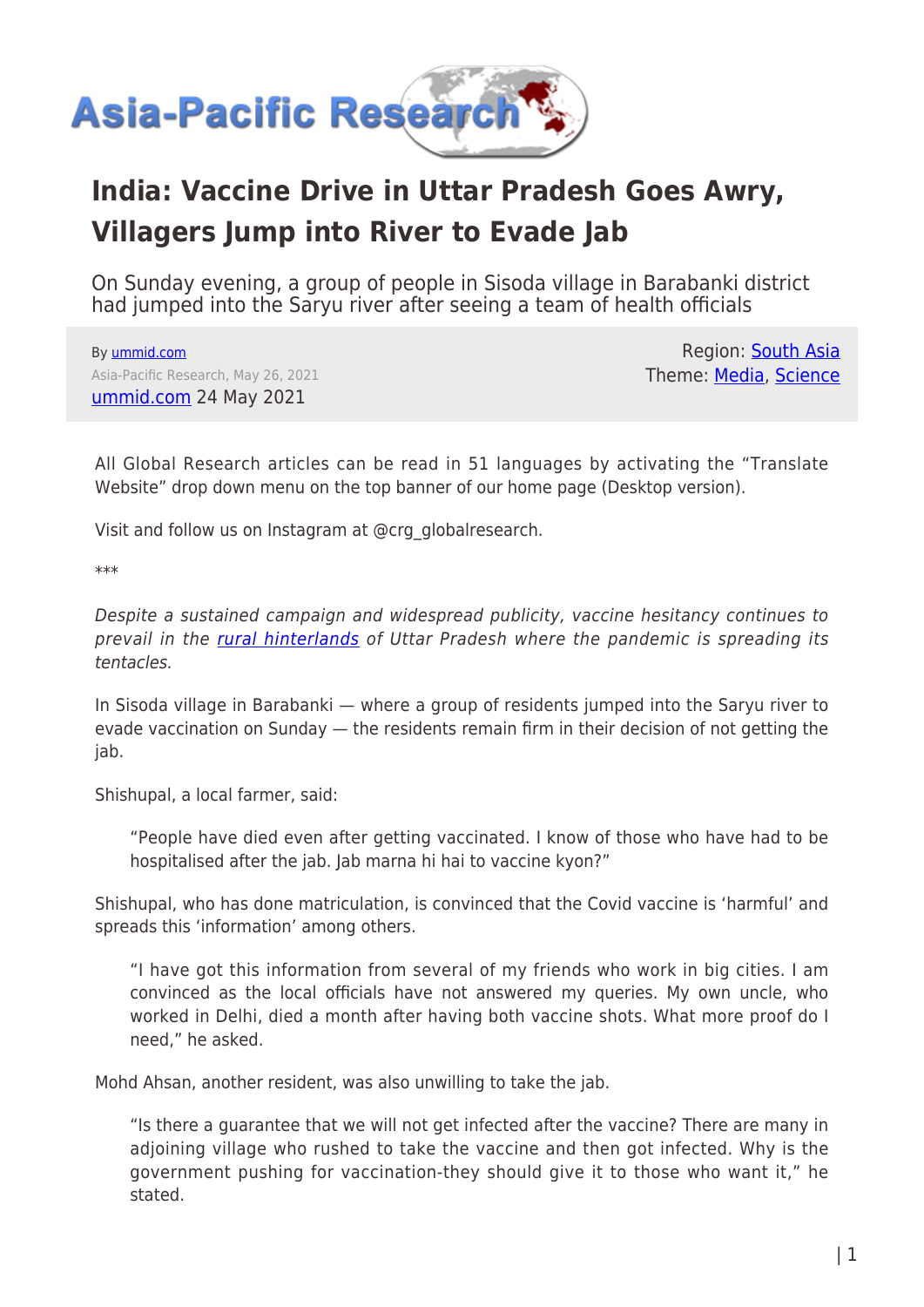# India: Vaccine Drive in Uttar Pradesh Goes Awry, Villagers Jump into River to Evade Jab

On Sunday evening, a group of people in Sisoda village in Barabanki district had jumped into the Saryu river after seeing a team of health officials

By ummid.com
Asia-Pacific Research, May 26, 2021
ummid.com 24 May 2021

Region: South Asia
Theme: Media, Science

All Global Research articles can be read in 51 languages by activating the "Translate Website" drop down menu on the top banner of our home page (Desktop version).

Visit and follow us on Instagram at @crg_globalresearch.

***

*Despite a sustained campaign and widespread publicity, vaccine hesitancy continues to prevail in the rural hinterlands of Uttar Pradesh where the pandemic is spreading its tentacles.*

In Sisoda village in Barabanki — where a group of residents jumped into the Saryu river to evade vaccination on Sunday — the residents remain firm in their decision of not getting the jab.

Shishupal, a local farmer, said:

> "People have died even after getting vaccinated. I know of those who have had to be hospitalised after the jab. Jab marna hi hai to vaccine kyon?"

Shishupal, who has done matriculation, is convinced that the Covid vaccine is 'harmful' and spreads this 'information' among others.

> "I have got this information from several of my friends who work in big cities. I am convinced as the local officials have not answered my queries. My own uncle, who worked in Delhi, died a month after having both vaccine shots. What more proof do I need," he asked.

Mohd Ahsan, another resident, was also unwilling to take the jab.

> "Is there a guarantee that we will not get infected after the vaccine? There are many in adjoining village who rushed to take the vaccine and then got infected. Why is the government pushing for vaccination-they should give it to those who want it," he stated.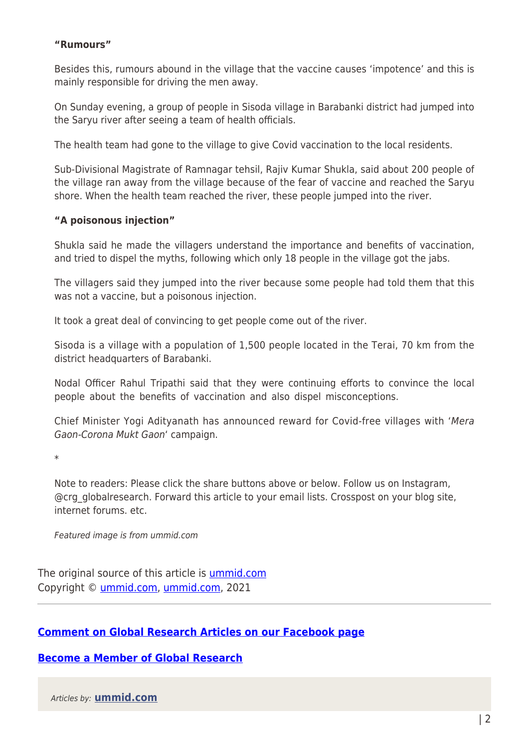**“Rumours”**

Besides this, rumours abound in the village that the vaccine causes ‘impotence’ and this is mainly responsible for driving the men away.

On Sunday evening, a group of people in Sisoda village in Barabanki district had jumped into the Saryu river after seeing a team of health officials.

The health team had gone to the village to give Covid vaccination to the local residents.

Sub-Divisional Magistrate of Ramnagar tehsil, Rajiv Kumar Shukla, said about 200 people of the village ran away from the village because of the fear of vaccine and reached the Saryu shore. When the health team reached the river, these people jumped into the river.

**“A poisonous injection”**

Shukla said he made the villagers understand the importance and benefits of vaccination, and tried to dispel the myths, following which only 18 people in the village got the jabs.

The villagers said they jumped into the river because some people had told them that this was not a vaccine, but a poisonous injection.

It took a great deal of convincing to get people come out of the river.

Sisoda is a village with a population of 1,500 people located in the Terai, 70 km from the district headquarters of Barabanki.

Nodal Officer Rahul Tripathi said that they were continuing efforts to convince the local people about the benefits of vaccination and also dispel misconceptions.

Chief Minister Yogi Adityanath has announced reward for Covid-free villages with ‘*Mera Gaon-Corona Mukt Gaon*‘ campaign.

*

Note to readers: Please click the share buttons above or below. Follow us on Instagram, @crg_globalresearch. Forward this article to your email lists. Crosspost on your blog site, internet forums. etc.

*Featured image is from ummid.com*

The original source of this article is [ummid.com](ummid.com)
Copyright © [ummid.com](ummid.com), [ummid.com](ummid.com), 2021

---

**[Comment on Global Research Articles on our Facebook page]()**

**[Become a Member of Global Research]()**

*Articles by:* **[ummid.com]()**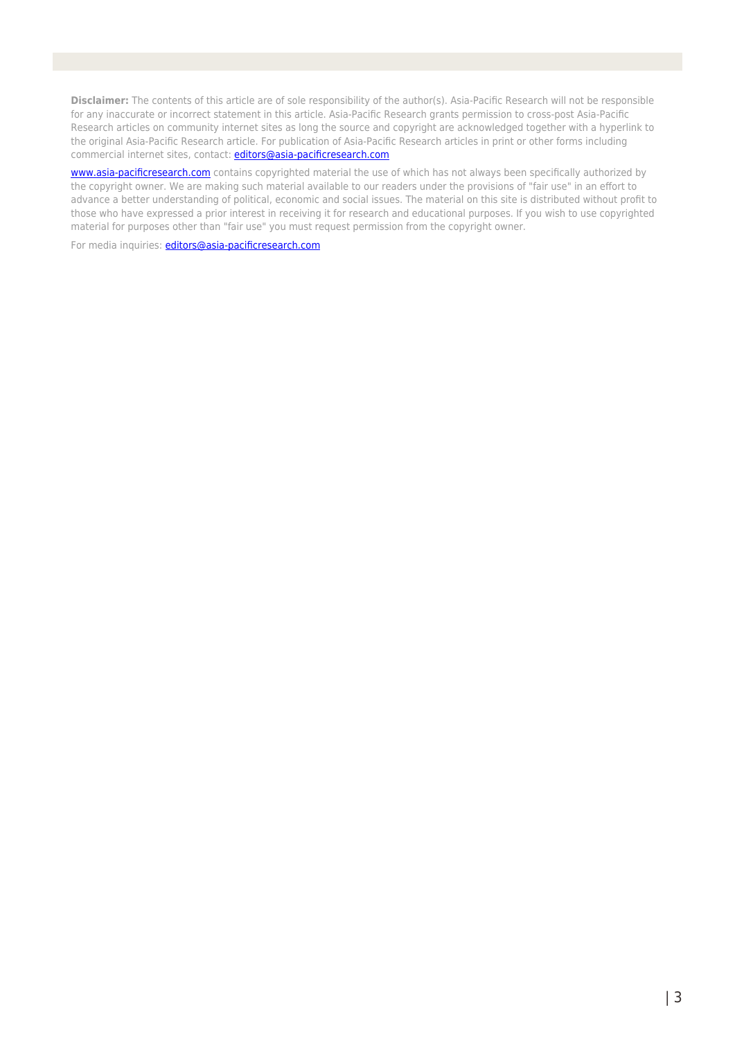**Disclaimer:** The contents of this article are of sole responsibility of the author(s). Asia-Pacific Research will not be responsible for any inaccurate or incorrect statement in this article. Asia-Pacific Research grants permission to cross-post Asia-Pacific Research articles on community internet sites as long the source and copyright are acknowledged together with a hyperlink to the original Asia-Pacific Research article. For publication of Asia-Pacific Research articles in print or other forms including commercial internet sites, contact: editors@asia-pacificresearch.com

www.asia-pacificresearch.com contains copyrighted material the use of which has not always been specifically authorized by the copyright owner. We are making such material available to our readers under the provisions of "fair use" in an effort to advance a better understanding of political, economic and social issues. The material on this site is distributed without profit to those who have expressed a prior interest in receiving it for research and educational purposes. If you wish to use copyrighted material for purposes other than "fair use" you must request permission from the copyright owner.

For media inquiries: editors@asia-pacificresearch.com